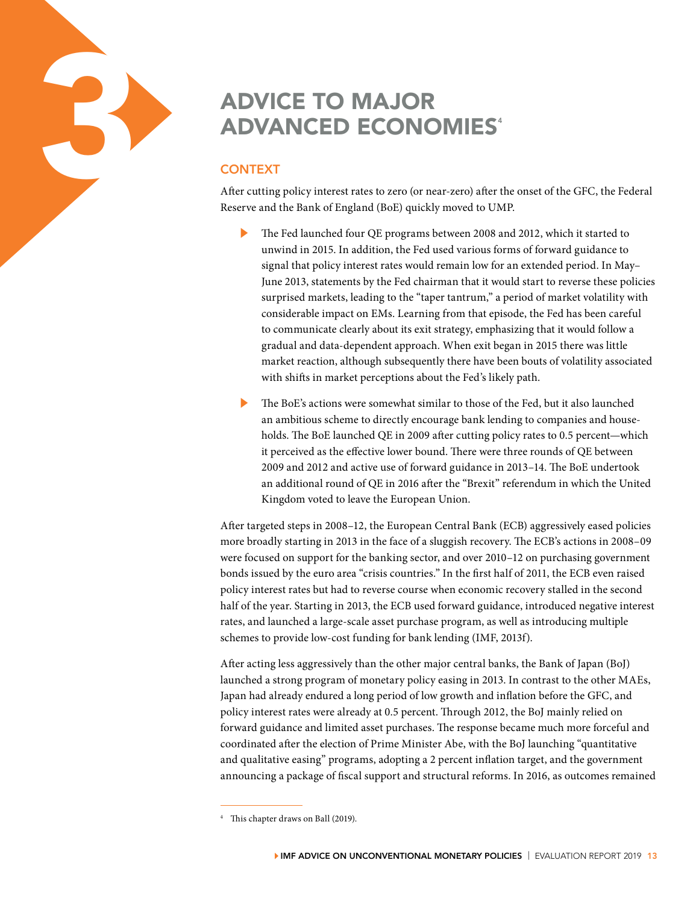# 3 ADVICE TO MAJOR ADVANCED ECONOMIES[4]

## CONTEXT

After cutting policy interest rates to zero (or near-zero) after the onset of the GFC, the Federal Reserve and the Bank of England (BoE) quickly moved to UMP.

- The Fed launched four QE programs between 2008 and 2012, which it started to unwind in 2015. In addition, the Fed used various forms of forward guidance to signal that policy interest rates would remain low for an extended period. In May–June 2013, statements by the Fed chairman that it would start to reverse these policies surprised markets, leading to the "taper tantrum," a period of market volatility with considerable impact on EMs. Learning from that episode, the Fed has been careful to communicate clearly about its exit strategy, emphasizing that it would follow a gradual and data-dependent approach. When exit began in 2015 there was little market reaction, although subsequently there have been bouts of volatility associated with shifts in market perceptions about the Fed's likely path.
- The BoE's actions were somewhat similar to those of the Fed, but it also launched an ambitious scheme to directly encourage bank lending to companies and households. The BoE launched QE in 2009 after cutting policy rates to 0.5 percent—which it perceived as the effective lower bound. There were three rounds of QE between 2009 and 2012 and active use of forward guidance in 2013–14. The BoE undertook an additional round of QE in 2016 after the "Brexit" referendum in which the United Kingdom voted to leave the European Union.

After targeted steps in 2008–12, the European Central Bank (ECB) aggressively eased policies more broadly starting in 2013 in the face of a sluggish recovery. The ECB's actions in 2008–09 were focused on support for the banking sector, and over 2010–12 on purchasing government bonds issued by the euro area "crisis countries." In the first half of 2011, the ECB even raised policy interest rates but had to reverse course when economic recovery stalled in the second half of the year. Starting in 2013, the ECB used forward guidance, introduced negative interest rates, and launched a large-scale asset purchase program, as well as introducing multiple schemes to provide low-cost funding for bank lending (IMF, 2013f).

After acting less aggressively than the other major central banks, the Bank of Japan (BoJ) launched a strong program of monetary policy easing in 2013. In contrast to the other MAEs, Japan had already endured a long period of low growth and inflation before the GFC, and policy interest rates were already at 0.5 percent. Through 2012, the BoJ mainly relied on forward guidance and limited asset purchases. The response became much more forceful and coordinated after the election of Prime Minister Abe, with the BoJ launching "quantitative and qualitative easing" programs, adopting a 2 percent inflation target, and the government announcing a package of fiscal support and structural reforms. In 2016, as outcomes remained

[4] This chapter draws on Ball (2019).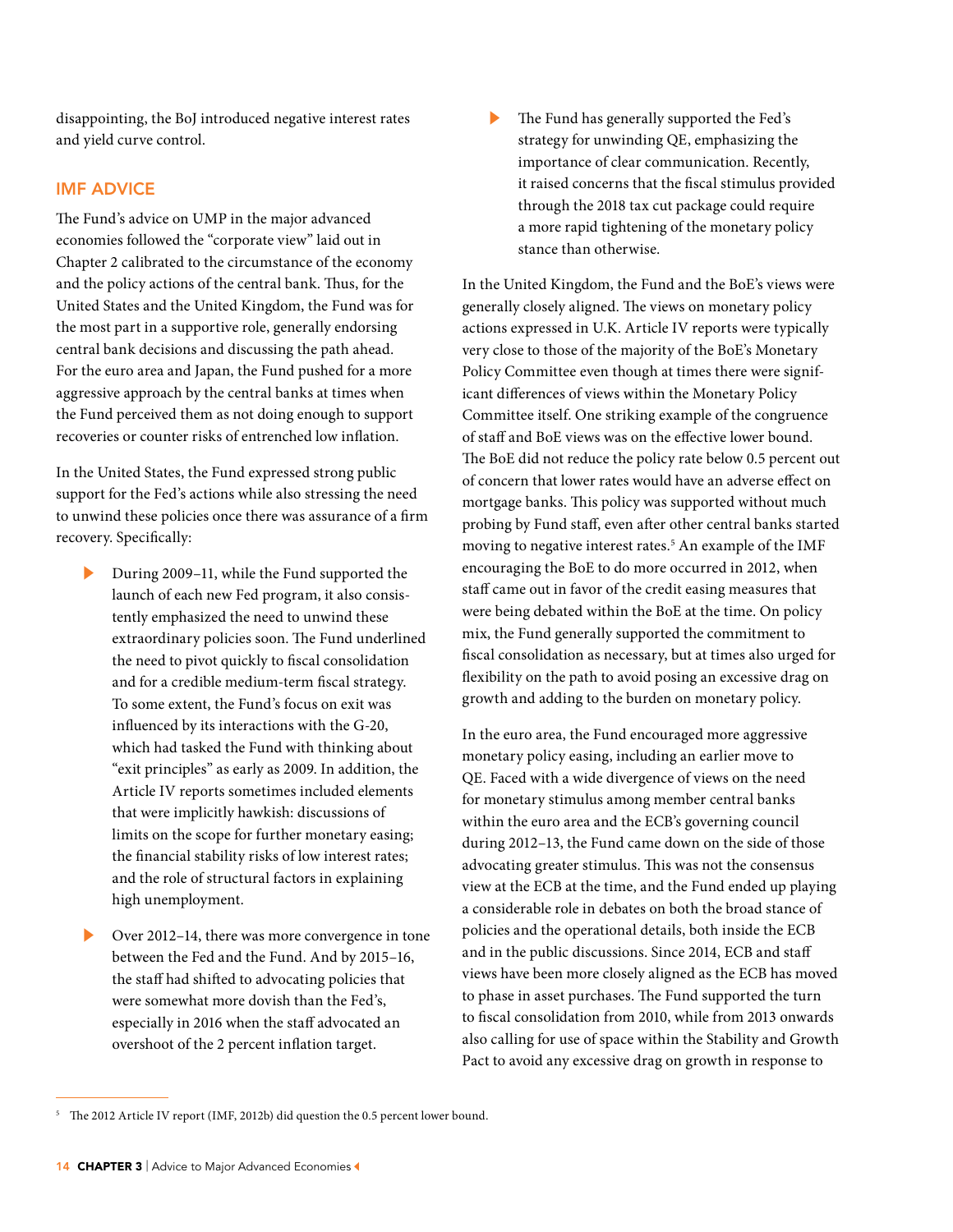disappointing, the BoJ introduced negative interest rates and yield curve control.

## IMF ADVICE

The Fund's advice on UMP in the major advanced economies followed the "corporate view" laid out in Chapter 2 calibrated to the circumstance of the economy and the policy actions of the central bank. Thus, for the United States and the United Kingdom, the Fund was for the most part in a supportive role, generally endorsing central bank decisions and discussing the path ahead. For the euro area and Japan, the Fund pushed for a more aggressive approach by the central banks at times when the Fund perceived them as not doing enough to support recoveries or counter risks of entrenched low inflation.

In the United States, the Fund expressed strong public support for the Fed's actions while also stressing the need to unwind these policies once there was assurance of a firm recovery. Specifically:

- During 2009–11, while the Fund supported the launch of each new Fed program, it also consistently emphasized the need to unwind these extraordinary policies soon. The Fund underlined the need to pivot quickly to fiscal consolidation and for a credible medium-term fiscal strategy. To some extent, the Fund's focus on exit was influenced by its interactions with the G-20, which had tasked the Fund with thinking about "exit principles" as early as 2009. In addition, the Article IV reports sometimes included elements that were implicitly hawkish: discussions of limits on the scope for further monetary easing; the financial stability risks of low interest rates; and the role of structural factors in explaining high unemployment.
- Over 2012–14, there was more convergence in tone between the Fed and the Fund. And by 2015–16, the staff had shifted to advocating policies that were somewhat more dovish than the Fed's, especially in 2016 when the staff advocated an overshoot of the 2 percent inflation target.
- The Fund has generally supported the Fed's strategy for unwinding QE, emphasizing the importance of clear communication. Recently, it raised concerns that the fiscal stimulus provided through the 2018 tax cut package could require a more rapid tightening of the monetary policy stance than otherwise.

In the United Kingdom, the Fund and the BoE's views were generally closely aligned. The views on monetary policy actions expressed in U.K. Article IV reports were typically very close to those of the majority of the BoE's Monetary Policy Committee even though at times there were significant differences of views within the Monetary Policy Committee itself. One striking example of the congruence of staff and BoE views was on the effective lower bound. The BoE did not reduce the policy rate below 0.5 percent out of concern that lower rates would have an adverse effect on mortgage banks. This policy was supported without much probing by Fund staff, even after other central banks started moving to negative interest rates.[5] An example of the IMF encouraging the BoE to do more occurred in 2012, when staff came out in favor of the credit easing measures that were being debated within the BoE at the time. On policy mix, the Fund generally supported the commitment to fiscal consolidation as necessary, but at times also urged for flexibility on the path to avoid posing an excessive drag on growth and adding to the burden on monetary policy.

In the euro area, the Fund encouraged more aggressive monetary policy easing, including an earlier move to QE. Faced with a wide divergence of views on the need for monetary stimulus among member central banks within the euro area and the ECB's governing council during 2012–13, the Fund came down on the side of those advocating greater stimulus. This was not the consensus view at the ECB at the time, and the Fund ended up playing a considerable role in debates on both the broad stance of policies and the operational details, both inside the ECB and in the public discussions. Since 2014, ECB and staff views have been more closely aligned as the ECB has moved to phase in asset purchases. The Fund supported the turn to fiscal consolidation from 2010, while from 2013 onwards also calling for use of space within the Stability and Growth Pact to avoid any excessive drag on growth in response to

[5] The 2012 Article IV report (IMF, 2012b) did question the 0.5 percent lower bound.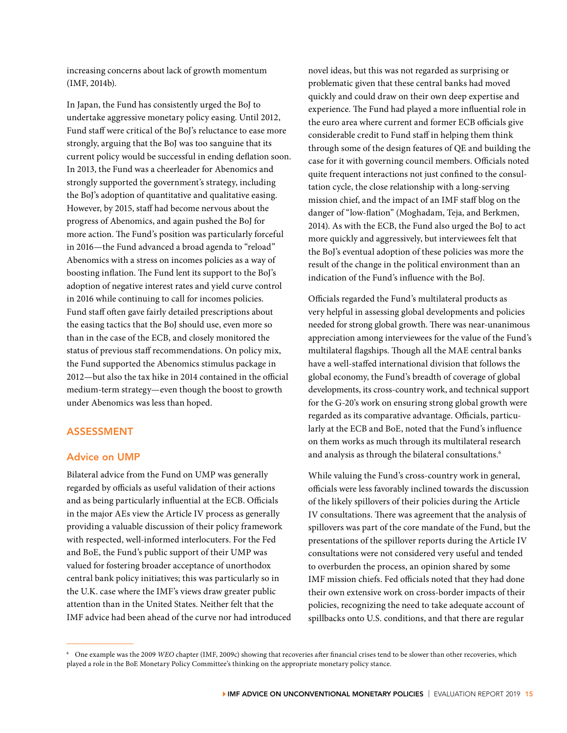increasing concerns about lack of growth momentum (IMF, 2014b).

In Japan, the Fund has consistently urged the BoJ to undertake aggressive monetary policy easing. Until 2012, Fund staff were critical of the BoJ's reluctance to ease more strongly, arguing that the BoJ was too sanguine that its current policy would be successful in ending deflation soon. In 2013, the Fund was a cheerleader for Abenomics and strongly supported the government's strategy, including the BoJ's adoption of quantitative and qualitative easing. However, by 2015, staff had become nervous about the progress of Abenomics, and again pushed the BoJ for more action. The Fund's position was particularly forceful in 2016—the Fund advanced a broad agenda to "reload" Abenomics with a stress on incomes policies as a way of boosting inflation. The Fund lent its support to the BoJ's adoption of negative interest rates and yield curve control in 2016 while continuing to call for incomes policies. Fund staff often gave fairly detailed prescriptions about the easing tactics that the BoJ should use, even more so than in the case of the ECB, and closely monitored the status of previous staff recommendations. On policy mix, the Fund supported the Abenomics stimulus package in 2012—but also the tax hike in 2014 contained in the official medium-term strategy—even though the boost to growth under Abenomics was less than hoped.

## ASSESSMENT

### Advice on UMP

Bilateral advice from the Fund on UMP was generally regarded by officials as useful validation of their actions and as being particularly influential at the ECB. Officials in the major AEs view the Article IV process as generally providing a valuable discussion of their policy framework with respected, well-informed interlocuters. For the Fed and BoE, the Fund's public support of their UMP was valued for fostering broader acceptance of unorthodox central bank policy initiatives; this was particularly so in the U.K. case where the IMF's views draw greater public attention than in the United States. Neither felt that the IMF advice had been ahead of the curve nor had introduced novel ideas, but this was not regarded as surprising or problematic given that these central banks had moved quickly and could draw on their own deep expertise and experience. The Fund had played a more influential role in the euro area where current and former ECB officials give considerable credit to Fund staff in helping them think through some of the design features of QE and building the case for it with governing council members. Officials noted quite frequent interactions not just confined to the consultation cycle, the close relationship with a long-serving mission chief, and the impact of an IMF staff blog on the danger of "low-flation" (Moghadam, Teja, and Berkmen, 2014). As with the ECB, the Fund also urged the BoJ to act more quickly and aggressively, but interviewees felt that the BoJ's eventual adoption of these policies was more the result of the change in the political environment than an indication of the Fund's influence with the BoJ.

Officials regarded the Fund's multilateral products as very helpful in assessing global developments and policies needed for strong global growth. There was near-unanimous appreciation among interviewees for the value of the Fund's multilateral flagships. Though all the MAE central banks have a well-staffed international division that follows the global economy, the Fund's breadth of coverage of global developments, its cross-country work, and technical support for the G-20's work on ensuring strong global growth were regarded as its comparative advantage. Officials, particularly at the ECB and BoE, noted that the Fund's influence on them works as much through its multilateral research and analysis as through the bilateral consultations.[6]

While valuing the Fund's cross-country work in general, officials were less favorably inclined towards the discussion of the likely spillovers of their policies during the Article IV consultations. There was agreement that the analysis of spillovers was part of the core mandate of the Fund, but the presentations of the spillover reports during the Article IV consultations were not considered very useful and tended to overburden the process, an opinion shared by some IMF mission chiefs. Fed officials noted that they had done their own extensive work on cross-border impacts of their policies, recognizing the need to take adequate account of spillbacks onto U.S. conditions, and that there are regular

[6] One example was the 2009 *WEO* chapter (IMF, 2009c) showing that recoveries after financial crises tend to be slower than other recoveries, which played a role in the BoE Monetary Policy Committee's thinking on the appropriate monetary policy stance.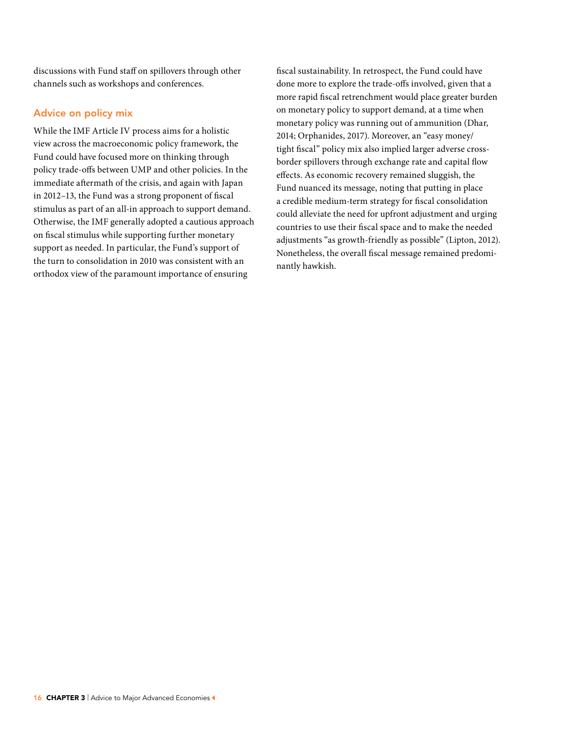discussions with Fund staff on spillovers through other channels such as workshops and conferences.

## Advice on policy mix

While the IMF Article IV process aims for a holistic view across the macroeconomic policy framework, the Fund could have focused more on thinking through policy trade-offs between UMP and other policies. In the immediate aftermath of the crisis, and again with Japan in 2012–13, the Fund was a strong proponent of fiscal stimulus as part of an all-in approach to support demand. Otherwise, the IMF generally adopted a cautious approach on fiscal stimulus while supporting further monetary support as needed. In particular, the Fund's support of the turn to consolidation in 2010 was consistent with an orthodox view of the paramount importance of ensuring fiscal sustainability. In retrospect, the Fund could have done more to explore the trade-offs involved, given that a more rapid fiscal retrenchment would place greater burden on monetary policy to support demand, at a time when monetary policy was running out of ammunition (Dhar, 2014; Orphanides, 2017). Moreover, an "easy money/ tight fiscal" policy mix also implied larger adverse cross-border spillovers through exchange rate and capital flow effects. As economic recovery remained sluggish, the Fund nuanced its message, noting that putting in place a credible medium-term strategy for fiscal consolidation could alleviate the need for upfront adjustment and urging countries to use their fiscal space and to make the needed adjustments "as growth-friendly as possible" (Lipton, 2012). Nonetheless, the overall fiscal message remained predominantly hawkish.